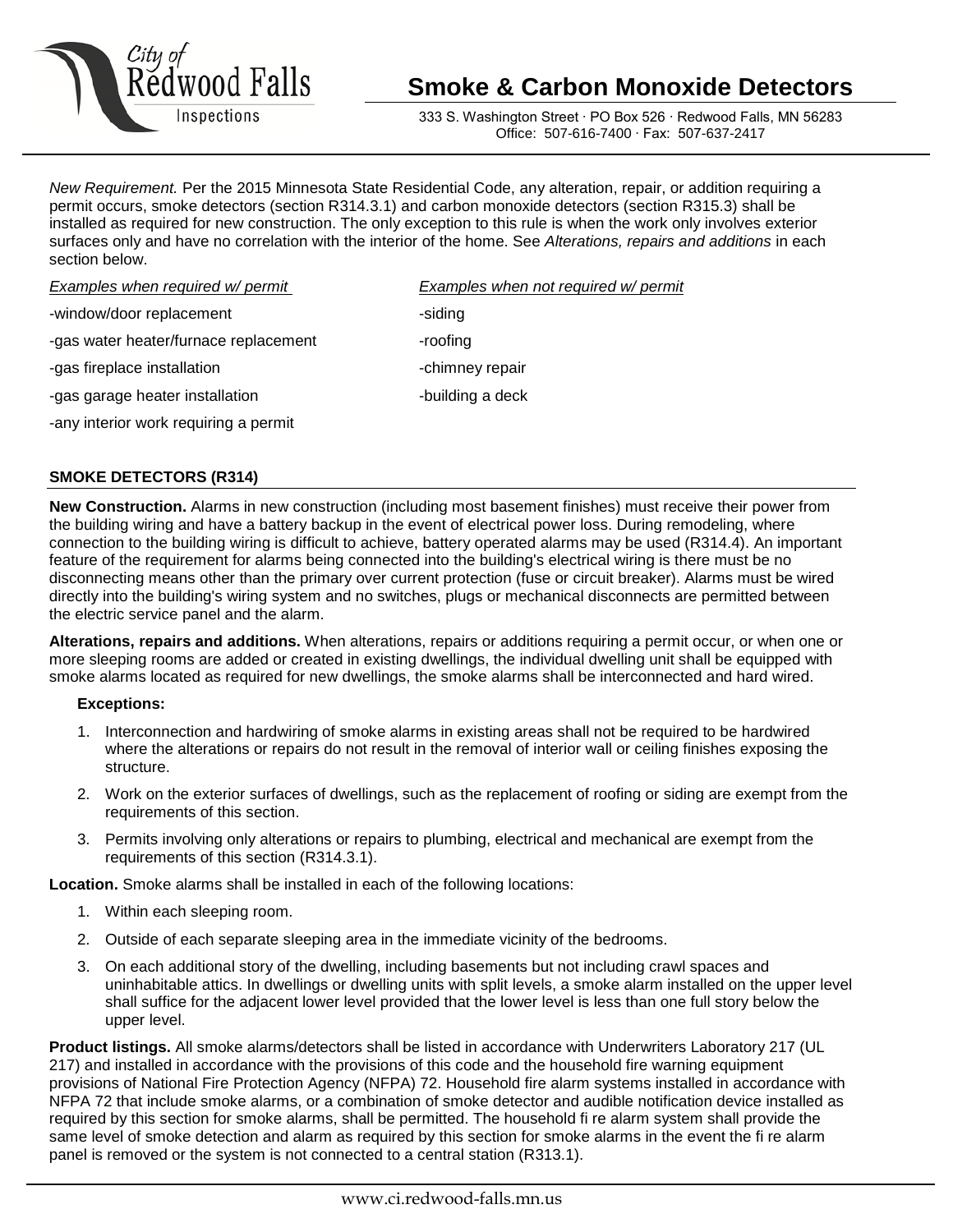City of Redwood Falls Inspections

# Smoke & Carbon Monoxide Detectors

333 S. Washington Street · PO Box 526 · Redwood Falls, MN 56283
Office: 507-616-7400 · Fax: 507-637-2417

*New Requirement.* Per the 2015 Minnesota State Residential Code, any alteration, repair, or addition requiring a permit occurs, smoke detectors (section R314.3.1) and carbon monoxide detectors (section R315.3) shall be installed as required for new construction. The only exception to this rule is when the work only involves exterior surfaces only and have no correlation with the interior of the home. See *Alterations, repairs and additions* in each section below.

| *Examples when required w/ permit* | *Examples when not required w/ permit* |
|---|---|
| -window/door replacement | -siding |
| -gas water heater/furnace replacement | -roofing |
| -gas fireplace installation | -chimney repair |
| -gas garage heater installation | -building a deck |
| -any interior work requiring a permit | |

## SMOKE DETECTORS (R314)

**New Construction.** Alarms in new construction (including most basement finishes) must receive their power from the building wiring and have a battery backup in the event of electrical power loss. During remodeling, where connection to the building wiring is difficult to achieve, battery operated alarms may be used (R314.4). An important feature of the requirement for alarms being connected into the building's electrical wiring is there must be no disconnecting means other than the primary over current protection (fuse or circuit breaker). Alarms must be wired directly into the building's wiring system and no switches, plugs or mechanical disconnects are permitted between the electric service panel and the alarm.

**Alterations, repairs and additions.** When alterations, repairs or additions requiring a permit occur, or when one or more sleeping rooms are added or created in existing dwellings, the individual dwelling unit shall be equipped with smoke alarms located as required for new dwellings, the smoke alarms shall be interconnected and hard wired.

**Exceptions:**

1. Interconnection and hardwiring of smoke alarms in existing areas shall not be required to be hardwired where the alterations or repairs do not result in the removal of interior wall or ceiling finishes exposing the structure.
2. Work on the exterior surfaces of dwellings, such as the replacement of roofing or siding are exempt from the requirements of this section.
3. Permits involving only alterations or repairs to plumbing, electrical and mechanical are exempt from the requirements of this section (R314.3.1).

**Location.** Smoke alarms shall be installed in each of the following locations:

1. Within each sleeping room.
2. Outside of each separate sleeping area in the immediate vicinity of the bedrooms.
3. On each additional story of the dwelling, including basements but not including crawl spaces and uninhabitable attics. In dwellings or dwelling units with split levels, a smoke alarm installed on the upper level shall suffice for the adjacent lower level provided that the lower level is less than one full story below the upper level.

**Product listings.** All smoke alarms/detectors shall be listed in accordance with Underwriters Laboratory 217 (UL 217) and installed in accordance with the provisions of this code and the household fire warning equipment provisions of National Fire Protection Agency (NFPA) 72. Household fire alarm systems installed in accordance with NFPA 72 that include smoke alarms, or a combination of smoke detector and audible notification device installed as required by this section for smoke alarms, shall be permitted. The household fi re alarm system shall provide the same level of smoke detection and alarm as required by this section for smoke alarms in the event the fi re alarm panel is removed or the system is not connected to a central station (R313.1).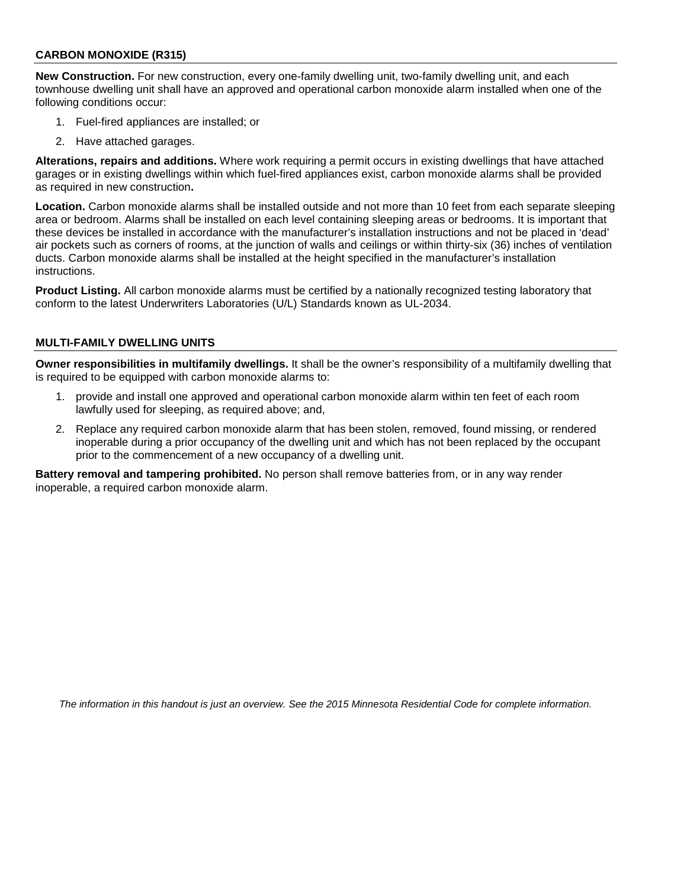## CARBON MONOXIDE (R315)

**New Construction.** For new construction, every one-family dwelling unit, two-family dwelling unit, and each townhouse dwelling unit shall have an approved and operational carbon monoxide alarm installed when one of the following conditions occur:

1. Fuel-fired appliances are installed; or
2. Have attached garages.

**Alterations, repairs and additions.** Where work requiring a permit occurs in existing dwellings that have attached garages or in existing dwellings within which fuel-fired appliances exist, carbon monoxide alarms shall be provided as required in new construction**.**

**Location.** Carbon monoxide alarms shall be installed outside and not more than 10 feet from each separate sleeping area or bedroom. Alarms shall be installed on each level containing sleeping areas or bedrooms. It is important that these devices be installed in accordance with the manufacturer's installation instructions and not be placed in 'dead' air pockets such as corners of rooms, at the junction of walls and ceilings or within thirty-six (36) inches of ventilation ducts. Carbon monoxide alarms shall be installed at the height specified in the manufacturer's installation instructions.

**Product Listing.** All carbon monoxide alarms must be certified by a nationally recognized testing laboratory that conform to the latest Underwriters Laboratories (U/L) Standards known as UL-2034.

## MULTI-FAMILY DWELLING UNITS

**Owner responsibilities in multifamily dwellings.** It shall be the owner's responsibility of a multifamily dwelling that is required to be equipped with carbon monoxide alarms to:

1. provide and install one approved and operational carbon monoxide alarm within ten feet of each room lawfully used for sleeping, as required above; and,
2. Replace any required carbon monoxide alarm that has been stolen, removed, found missing, or rendered inoperable during a prior occupancy of the dwelling unit and which has not been replaced by the occupant prior to the commencement of a new occupancy of a dwelling unit.

**Battery removal and tampering prohibited.** No person shall remove batteries from, or in any way render inoperable, a required carbon monoxide alarm.

*The information in this handout is just an overview. See the 2015 Minnesota Residential Code for complete information.*